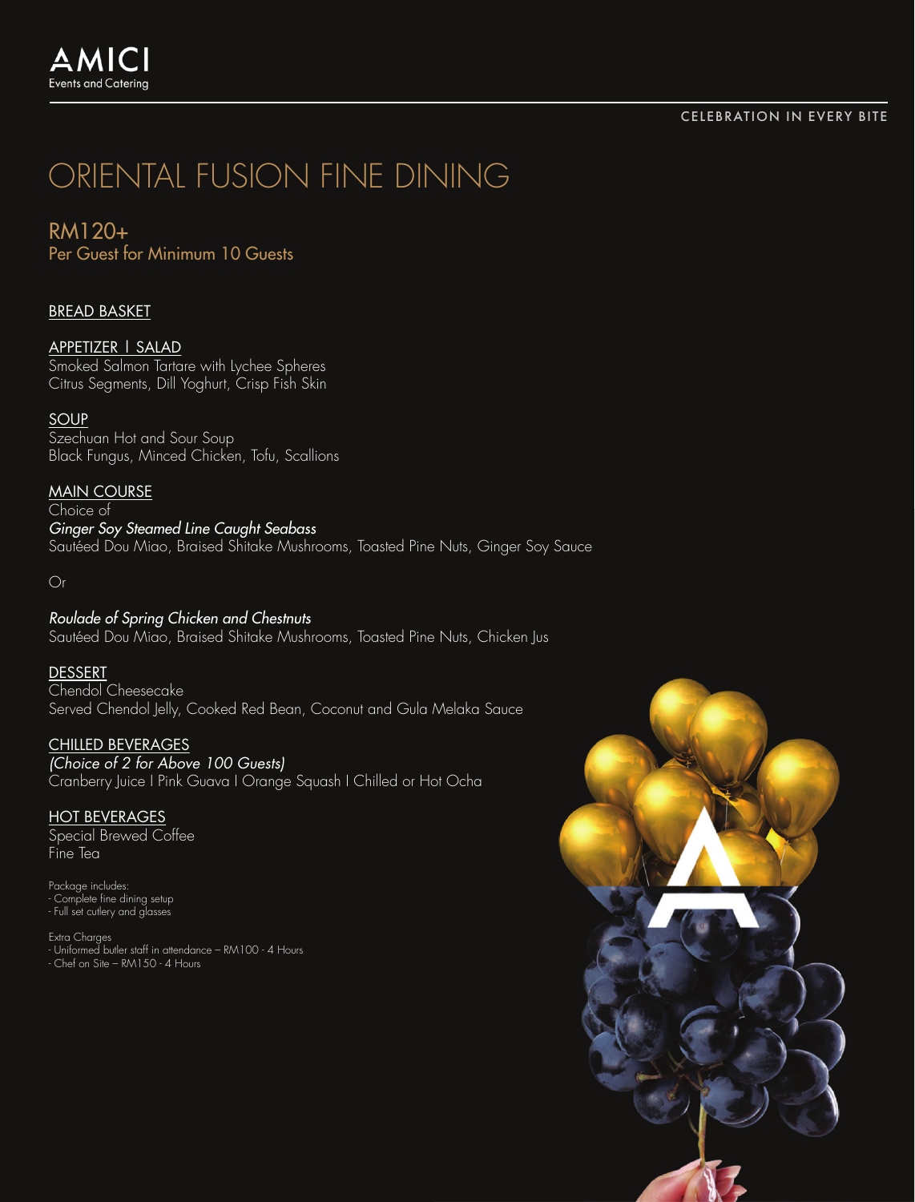AMICI
Events and Catering

CELEBRATION IN EVERY BITE

# ORIENTAL FUSION FINE DINING

## RM120+
Per Guest for Minimum 10 Guests

### BREAD BASKET

### APPETIZER I SALAD
Smoked Salmon Tartare with Lychee Spheres
Citrus Segments, Dill Yoghurt, Crisp Fish Skin

### SOUP
Szechuan Hot and Sour Soup
Black Fungus, Minced Chicken, Tofu, Scallions

### MAIN COURSE
Choice of
*Ginger Soy Steamed Line Caught Seabass*
Sautéed Dou Miao, Braised Shitake Mushrooms, Toasted Pine Nuts, Ginger Soy Sauce

Or

*Roulade of Spring Chicken and Chestnuts*
Sautéed Dou Miao, Braised Shitake Mushrooms, Toasted Pine Nuts, Chicken Jus

### DESSERT
Chendol Cheesecake
Served Chendol Jelly, Cooked Red Bean, Coconut and Gula Melaka Sauce

### CHILLED BEVERAGES
*(Choice of 2 for Above 100 Guests)*
Cranberry Juice I Pink Guava I Orange Squash I Chilled or Hot Ocha

### HOT BEVERAGES
Special Brewed Coffee
Fine Tea

Package includes:
- Complete fine dining setup
- Full set cutlery and glasses

Extra Charges
- Uniformed butler staff in attendance – RM100 - 4 Hours
- Chef on Site – RM150 - 4 Hours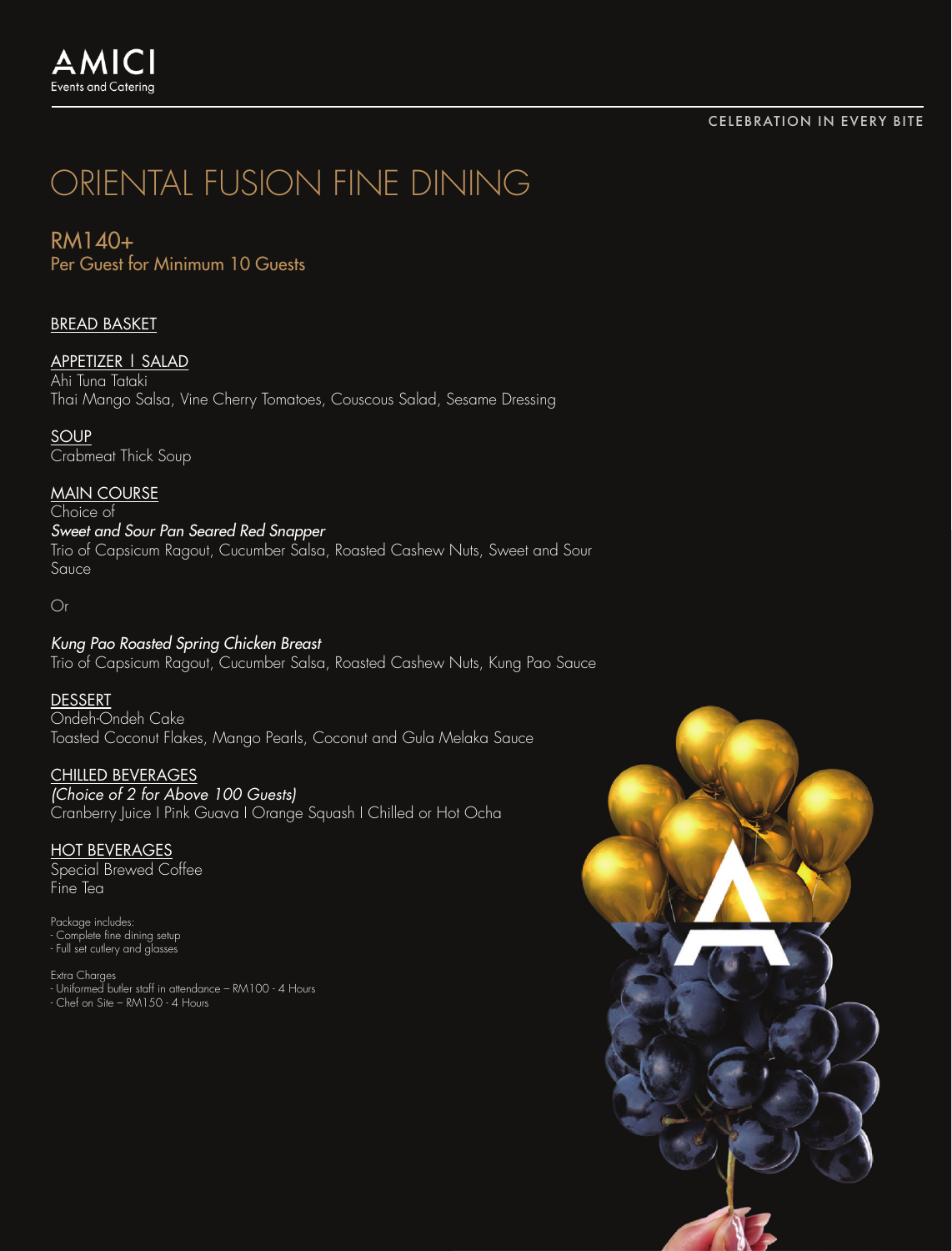AMICI
Events and Catering

CELEBRATION IN EVERY BITE

# ORIENTAL FUSION FINE DINING

## RM140+
Per Guest for Minimum 10 Guests

BREAD BASKET

APPETIZER I SALAD
Ahi Tuna Tataki
Thai Mango Salsa, Vine Cherry Tomatoes, Couscous Salad, Sesame Dressing

SOUP
Crabmeat Thick Soup

MAIN COURSE
Choice of
*Sweet and Sour Pan Seared Red Snapper*
Trio of Capsicum Ragout, Cucumber Salsa, Roasted Cashew Nuts, Sweet and Sour Sauce

Or

*Kung Pao Roasted Spring Chicken Breast*
Trio of Capsicum Ragout, Cucumber Salsa, Roasted Cashew Nuts, Kung Pao Sauce

DESSERT
Ondeh-Ondeh Cake
Toasted Coconut Flakes, Mango Pearls, Coconut and Gula Melaka Sauce

CHILLED BEVERAGES
*(Choice of 2 for Above 100 Guests)*
Cranberry Juice I Pink Guava I Orange Squash I Chilled or Hot Ocha

HOT BEVERAGES
Special Brewed Coffee
Fine Tea

Package includes:
- Complete fine dining setup
- Full set cutlery and glasses

Extra Charges
- Uniformed butler staff in attendance – RM100 - 4 Hours
- Chef on Site – RM150 - 4 Hours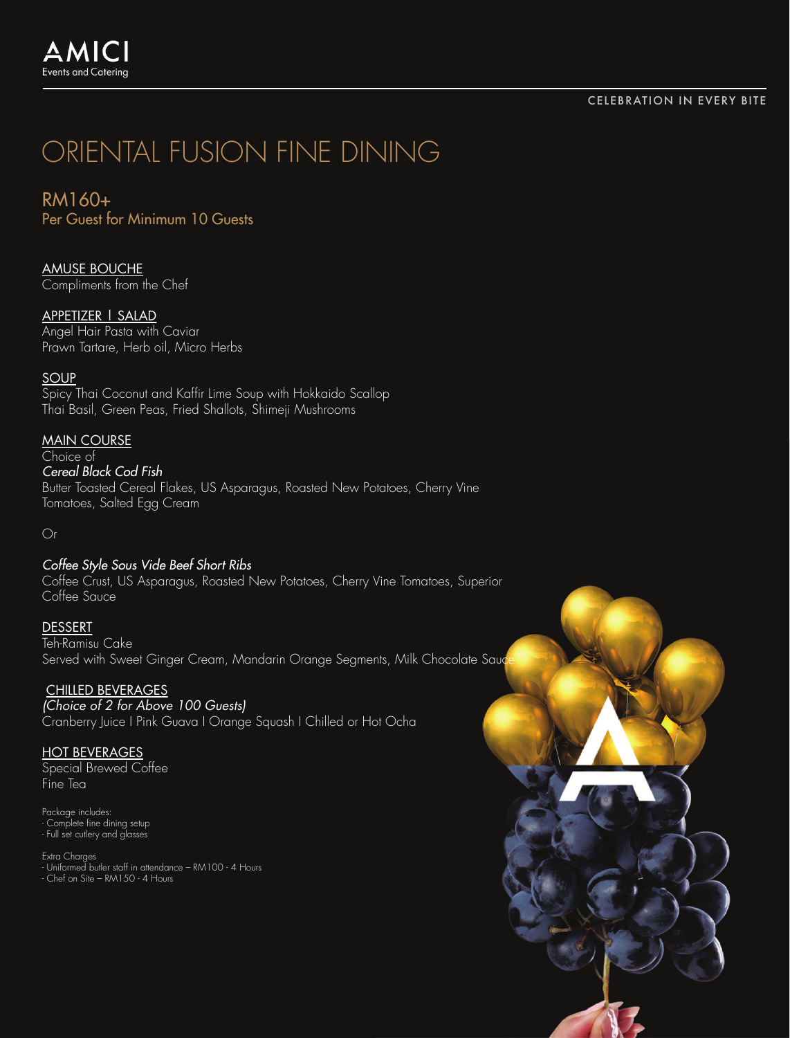AMICI
Events and Catering

CELEBRATION IN EVERY BITE

# ORIENTAL FUSION FINE DINING

## RM160+
Per Guest for Minimum 10 Guests

**AMUSE BOUCHE**
Compliments from the Chef

**APPETIZER I SALAD**
Angel Hair Pasta with Caviar
Prawn Tartare, Herb oil, Micro Herbs

**SOUP**
Spicy Thai Coconut and Kaffir Lime Soup with Hokkaido Scallop
Thai Basil, Green Peas, Fried Shallots, Shimeji Mushrooms

**MAIN COURSE**
Choice of
*Cereal Black Cod Fish*
Butter Toasted Cereal Flakes, US Asparagus, Roasted New Potatoes, Cherry Vine Tomatoes, Salted Egg Cream

Or

*Coffee Style Sous Vide Beef Short Ribs*
Coffee Crust, US Asparagus, Roasted New Potatoes, Cherry Vine Tomatoes, Superior Coffee Sauce

**DESSERT**
Teh-Ramisu Cake
Served with Sweet Ginger Cream, Mandarin Orange Segments, Milk Chocolate Sauce

**CHILLED BEVERAGES**
*(Choice of 2 for Above 100 Guests)*
Cranberry Juice I Pink Guava I Orange Squash I Chilled or Hot Ocha

**HOT BEVERAGES**
Special Brewed Coffee
Fine Tea

Package includes:
- Complete fine dining setup
- Full set cutlery and glasses

Extra Charges
- Uniformed butler staff in attendance – RM100 - 4 Hours
- Chef on Site – RM150 - 4 Hours